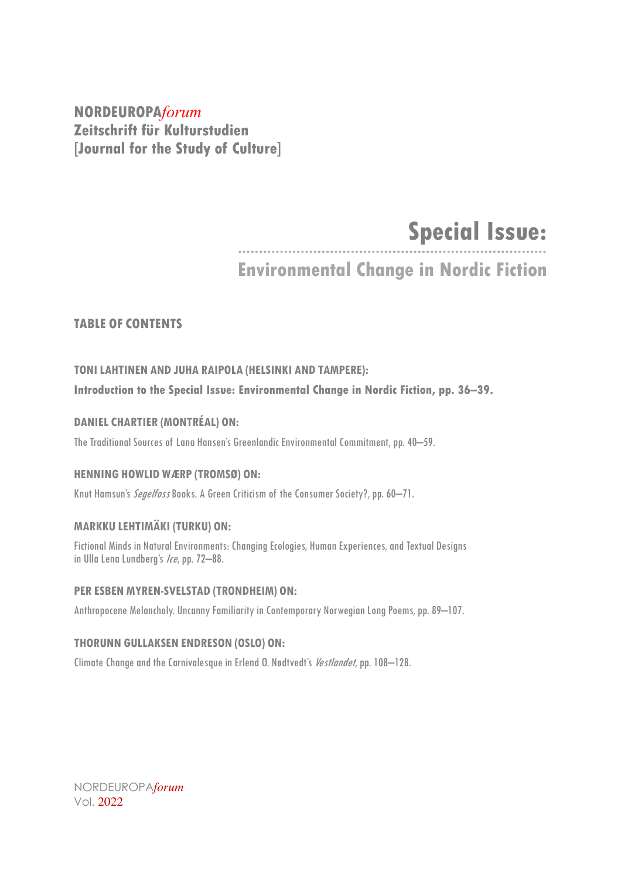**NORDEUROPA*forum***
**Zeitschrift für Kulturstudien**
**[Journal for the Study of Culture]**

# Special Issue:

## Environmental Change in Nordic Fiction

### TABLE OF CONTENTS

**TONI LAHTINEN AND JUHA RAIPOLA (HELSINKI AND TAMPERE):**
**Introduction to the Special Issue: Environmental Change in Nordic Fiction, pp. 36–39.**

**DANIEL CHARTIER (MONTRÉAL) ON:**
The Traditional Sources of Lana Hansen's Greenlandic Environmental Commitment, pp. 40–59.

**HENNING HOWLID WÆRP (TROMSØ) ON:**
Knut Hamsun's *Segelfoss* Books. A Green Criticism of the Consumer Society?, pp. 60–71.

**MARKKU LEHTIMÄKI (TURKU) ON:**
Fictional Minds in Natural Environments: Changing Ecologies, Human Experiences, and Textual Designs in Ulla Lena Lundberg's *Ice*, pp. 72–88.

**PER ESBEN MYREN-SVELSTAD (TRONDHEIM) ON:**
Anthropocene Melancholy. Uncanny Familiarity in Contemporary Norwegian Long Poems, pp. 89–107.

**THORUNN GULLAKSEN ENDRESON (OSLO) ON:**
Climate Change and the Carnivalesque in Erlend O. Nødtvedt's *Vestlandet*, pp. 108–128.

NORDEUROPA*forum*
Vol. 2022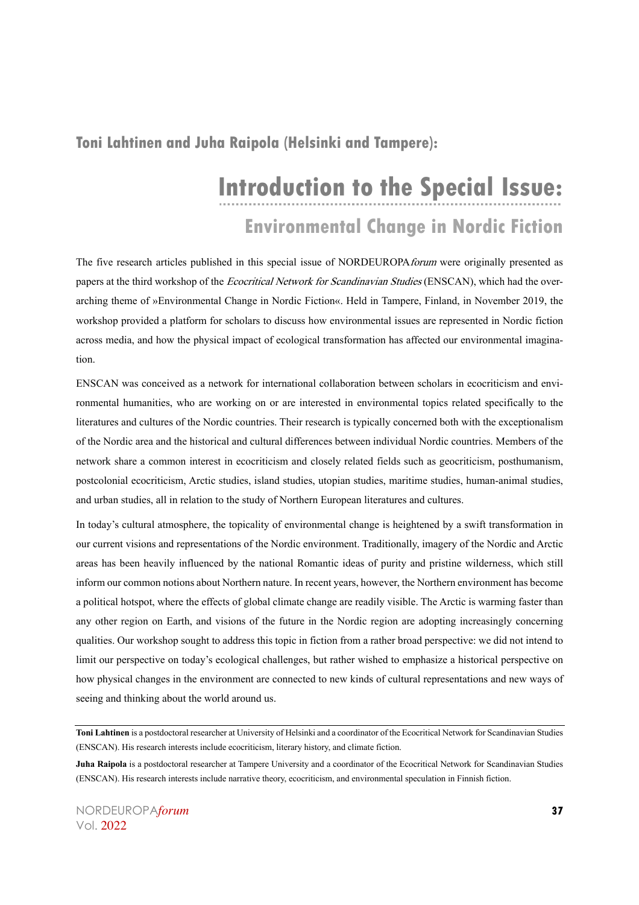**Toni Lahtinen and Juha Raipola (Helsinki and Tampere):**

# Introduction to the Special Issue:

## Environmental Change in Nordic Fiction

The five research articles published in this special issue of NORDEUROPA*forum* were originally presented as papers at the third workshop of the *Ecocritical Network for Scandinavian Studies* (ENSCAN), which had the overarching theme of »Environmental Change in Nordic Fiction«. Held in Tampere, Finland, in November 2019, the workshop provided a platform for scholars to discuss how environmental issues are represented in Nordic fiction across media, and how the physical impact of ecological transformation has affected our environmental imagination.

ENSCAN was conceived as a network for international collaboration between scholars in ecocriticism and environmental humanities, who are working on or are interested in environmental topics related specifically to the literatures and cultures of the Nordic countries. Their research is typically concerned both with the exceptionalism of the Nordic area and the historical and cultural differences between individual Nordic countries. Members of the network share a common interest in ecocriticism and closely related fields such as geocriticism, posthumanism, postcolonial ecocriticism, Arctic studies, island studies, utopian studies, maritime studies, human-animal studies, and urban studies, all in relation to the study of Northern European literatures and cultures.

In today's cultural atmosphere, the topicality of environmental change is heightened by a swift transformation in our current visions and representations of the Nordic environment. Traditionally, imagery of the Nordic and Arctic areas has been heavily influenced by the national Romantic ideas of purity and pristine wilderness, which still inform our common notions about Northern nature. In recent years, however, the Northern environment has become a political hotspot, where the effects of global climate change are readily visible. The Arctic is warming faster than any other region on Earth, and visions of the future in the Nordic region are adopting increasingly concerning qualities. Our workshop sought to address this topic in fiction from a rather broad perspective: we did not intend to limit our perspective on today's ecological challenges, but rather wished to emphasize a historical perspective on how physical changes in the environment are connected to new kinds of cultural representations and new ways of seeing and thinking about the world around us.

---

**Toni Lahtinen** is a postdoctoral researcher at University of Helsinki and a coordinator of the Ecocritical Network for Scandinavian Studies (ENSCAN). His research interests include ecocriticism, literary history, and climate fiction.

**Juha Raipola** is a postdoctoral researcher at Tampere University and a coordinator of the Ecocritical Network for Scandinavian Studies (ENSCAN). His research interests include narrative theory, ecocriticism, and environmental speculation in Finnish fiction.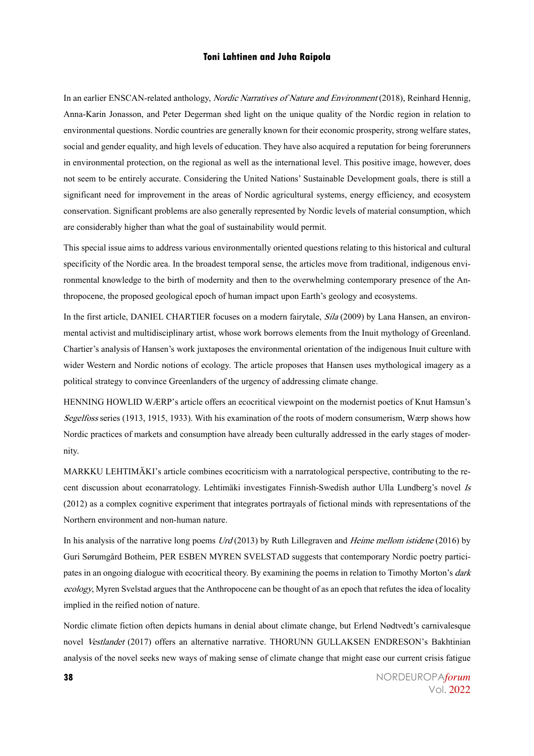In an earlier ENSCAN-related anthology, *Nordic Narratives of Nature and Environment* (2018), Reinhard Hennig, Anna-Karin Jonasson, and Peter Degerman shed light on the unique quality of the Nordic region in relation to environmental questions. Nordic countries are generally known for their economic prosperity, strong welfare states, social and gender equality, and high levels of education. They have also acquired a reputation for being forerunners in environmental protection, on the regional as well as the international level. This positive image, however, does not seem to be entirely accurate. Considering the United Nations' Sustainable Development goals, there is still a significant need for improvement in the areas of Nordic agricultural systems, energy efficiency, and ecosystem conservation. Significant problems are also generally represented by Nordic levels of material consumption, which are considerably higher than what the goal of sustainability would permit.

This special issue aims to address various environmentally oriented questions relating to this historical and cultural specificity of the Nordic area. In the broadest temporal sense, the articles move from traditional, indigenous environmental knowledge to the birth of modernity and then to the overwhelming contemporary presence of the Anthropocene, the proposed geological epoch of human impact upon Earth's geology and ecosystems.

In the first article, DANIEL CHARTIER focuses on a modern fairytale, *Sila* (2009) by Lana Hansen, an environmental activist and multidisciplinary artist, whose work borrows elements from the Inuit mythology of Greenland. Chartier's analysis of Hansen's work juxtaposes the environmental orientation of the indigenous Inuit culture with wider Western and Nordic notions of ecology. The article proposes that Hansen uses mythological imagery as a political strategy to convince Greenlanders of the urgency of addressing climate change.

HENNING HOWLID WÆRP's article offers an ecocritical viewpoint on the modernist poetics of Knut Hamsun's *Segelfoss* series (1913, 1915, 1933). With his examination of the roots of modern consumerism, Wærp shows how Nordic practices of markets and consumption have already been culturally addressed in the early stages of modernity.

MARKKU LEHTIMÄKI's article combines ecocriticism with a narratological perspective, contributing to the recent discussion about econarratology. Lehtimäki investigates Finnish-Swedish author Ulla Lundberg's novel *Is* (2012) as a complex cognitive experiment that integrates portrayals of fictional minds with representations of the Northern environment and non-human nature.

In his analysis of the narrative long poems *Urd* (2013) by Ruth Lillegraven and *Heime mellom istidene* (2016) by Guri Sørumgård Botheim, PER ESBEN MYREN SVELSTAD suggests that contemporary Nordic poetry participates in an ongoing dialogue with ecocritical theory. By examining the poems in relation to Timothy Morton's *dark ecology*, Myren Svelstad argues that the Anthropocene can be thought of as an epoch that refutes the idea of locality implied in the reified notion of nature.

Nordic climate fiction often depicts humans in denial about climate change, but Erlend Nødtvedt's carnivalesque novel *Vestlandet* (2017) offers an alternative narrative. THORUNN GULLAKSEN ENDRESON's Bakhtinian analysis of the novel seeks new ways of making sense of climate change that might ease our current crisis fatigue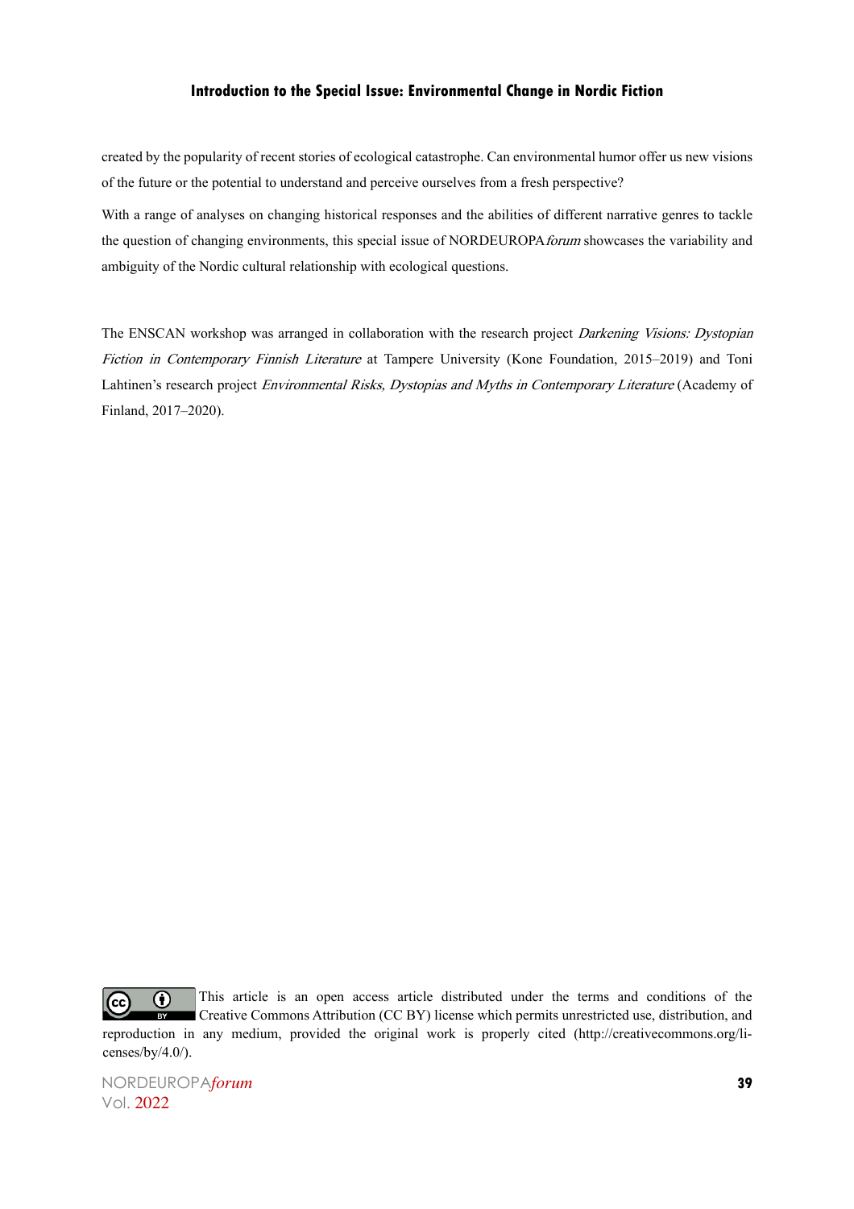created by the popularity of recent stories of ecological catastrophe. Can environmental humor offer us new visions of the future or the potential to understand and perceive ourselves from a fresh perspective?

With a range of analyses on changing historical responses and the abilities of different narrative genres to tackle the question of changing environments, this special issue of NORDEUROPA*forum* showcases the variability and ambiguity of the Nordic cultural relationship with ecological questions.

The ENSCAN workshop was arranged in collaboration with the research project *Darkening Visions: Dystopian Fiction in Contemporary Finnish Literature* at Tampere University (Kone Foundation, 2015–2019) and Toni Lahtinen's research project *Environmental Risks, Dystopias and Myths in Contemporary Literature* (Academy of Finland, 2017–2020).

This article is an open access article distributed under the terms and conditions of the Creative Commons Attribution (CC BY) license which permits unrestricted use, distribution, and reproduction in any medium, provided the original work is properly cited (http://creativecommons.org/licenses/by/4.0/).